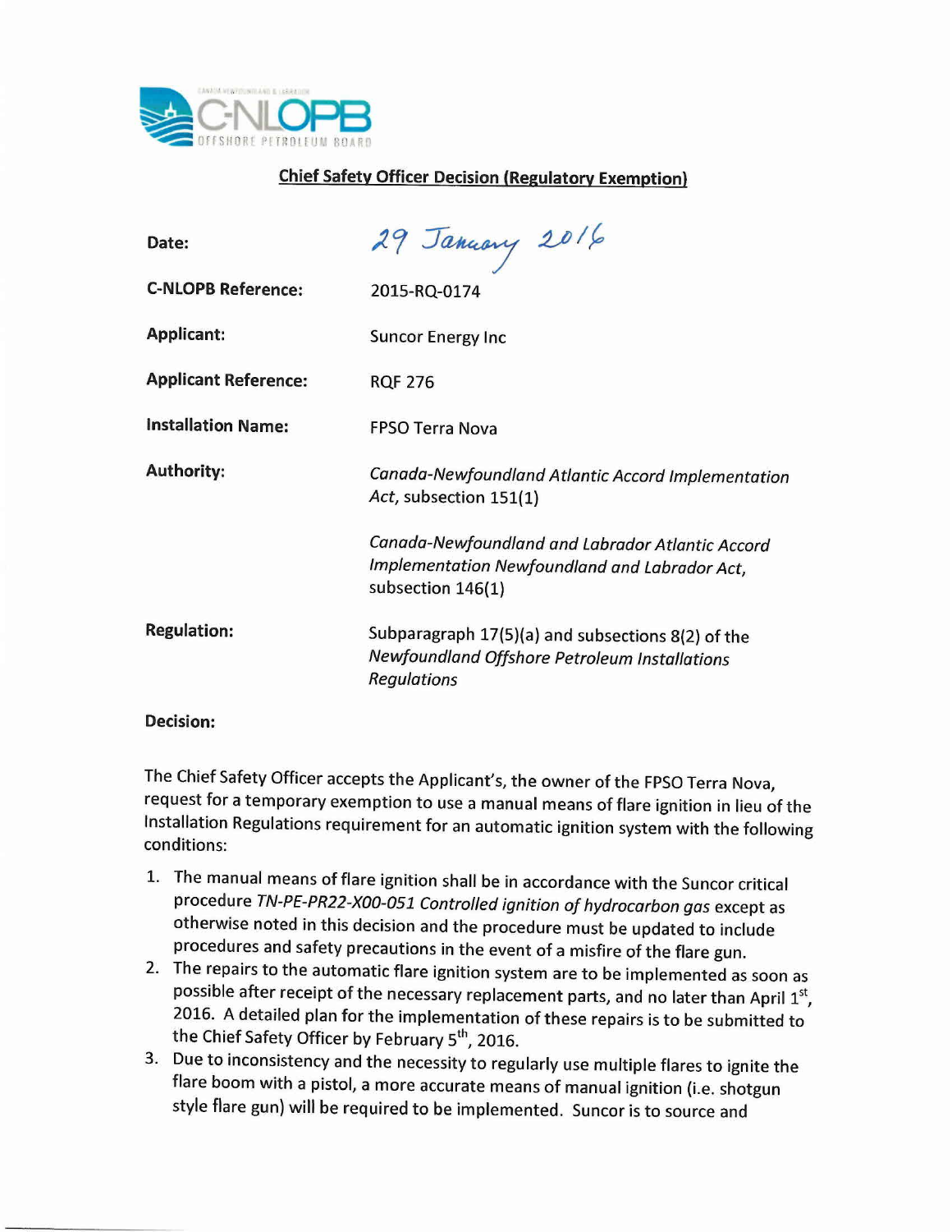C-NLOPB
CANADA-NEWFOUNDLAND & LABRADOR
OFFSHORE PETROLEUM BOARD

## Chief Safety Officer Decision (Regulatory Exemption)

**Date:** 29 January 2016

**C-NLOPB Reference:** 2015-RQ-0174

**Applicant:** Suncor Energy Inc

**Applicant Reference:** RQF 276

**Installation Name:** FPSO Terra Nova

**Authority:** *Canada-Newfoundland Atlantic Accord Implementation Act*, subsection 151(1)

*Canada-Newfoundland and Labrador Atlantic Accord Implementation Newfoundland and Labrador Act*, subsection 146(1)

**Regulation:** Subparagraph 17(5)(a) and subsections 8(2) of the *Newfoundland Offshore Petroleum Installations Regulations*

**Decision:**

The Chief Safety Officer accepts the Applicant's, the owner of the FPSO Terra Nova, request for a temporary exemption to use a manual means of flare ignition in lieu of the Installation Regulations requirement for an automatic ignition system with the following conditions:

1. The manual means of flare ignition shall be in accordance with the Suncor critical procedure *TN-PE-PR22-X00-051 Controlled ignition of hydrocarbon gas* except as otherwise noted in this decision and the procedure must be updated to include procedures and safety precautions in the event of a misfire of the flare gun.
2. The repairs to the automatic flare ignition system are to be implemented as soon as possible after receipt of the necessary replacement parts, and no later than April 1st, 2016. A detailed plan for the implementation of these repairs is to be submitted to the Chief Safety Officer by February 5th, 2016.
3. Due to inconsistency and the necessity to regularly use multiple flares to ignite the flare boom with a pistol, a more accurate means of manual ignition (i.e. shotgun style flare gun) will be required to be implemented. Suncor is to source and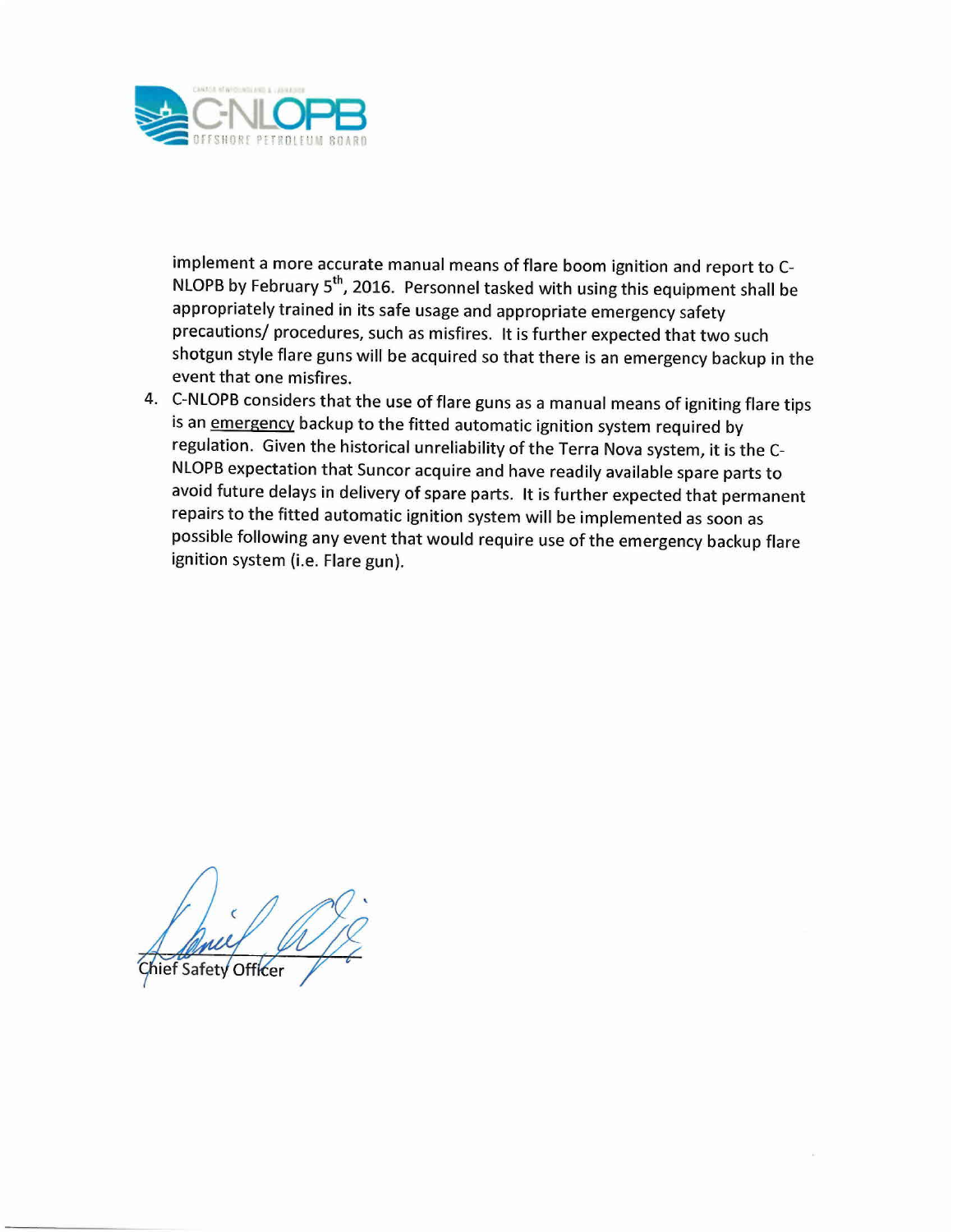implement a more accurate manual means of flare boom ignition and report to C-NLOPB by February 5th, 2016. Personnel tasked with using this equipment shall be appropriately trained in its safe usage and appropriate emergency safety precautions/ procedures, such as misfires. It is further expected that two such shotgun style flare guns will be acquired so that there is an emergency backup in the event that one misfires.

4. C-NLOPB considers that the use of flare guns as a manual means of igniting flare tips is an <u>emergency</u> backup to the fitted automatic ignition system required by regulation. Given the historical unreliability of the Terra Nova system, it is the C-NLOPB expectation that Suncor acquire and have readily available spare parts to avoid future delays in delivery of spare parts. It is further expected that permanent repairs to the fitted automatic ignition system will be implemented as soon as possible following any event that would require use of the emergency backup flare ignition system (i.e. Flare gun).

Chief Safety Officer